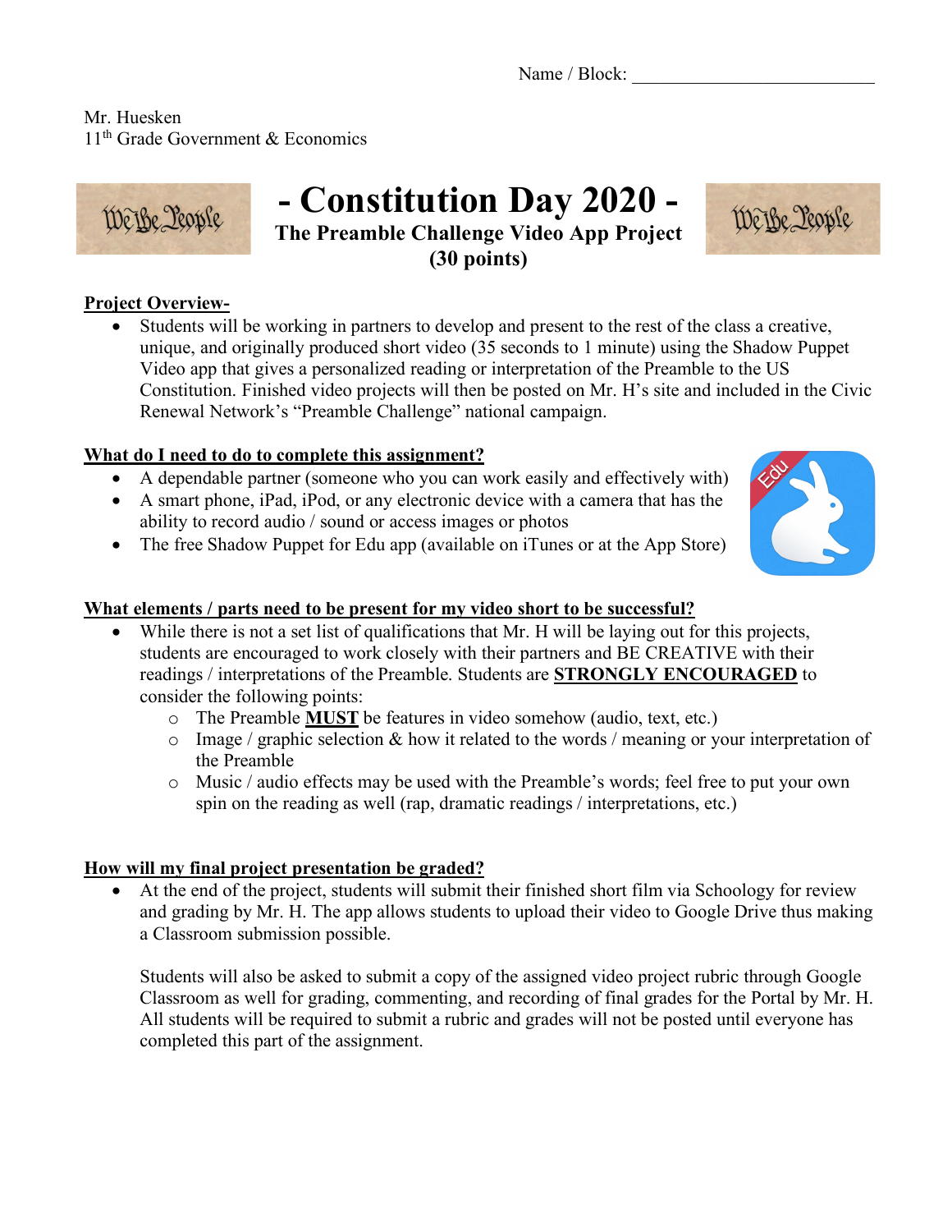Name / Block: ___________________________

Mr. Huesken
11th Grade Government & Economics

# - Constitution Day 2020 -

## The Preamble Challenge Video App Project (30 points)

**Project Overview-**

- Students will be working in partners to develop and present to the rest of the class a creative, unique, and originally produced short video (35 seconds to 1 minute) using the Shadow Puppet Video app that gives a personalized reading or interpretation of the Preamble to the US Constitution. Finished video projects will then be posted on Mr. H's site and included in the Civic Renewal Network's "Preamble Challenge" national campaign.

**What do I need to do to complete this assignment?**

- A dependable partner (someone who you can work easily and effectively with)
- A smart phone, iPad, iPod, or any electronic device with a camera that has the ability to record audio / sound or access images or photos
- The free Shadow Puppet for Edu app (available on iTunes or at the App Store)

**What elements / parts need to be present for my video short to be successful?**

- While there is not a set list of qualifications that Mr. H will be laying out for this projects, students are encouraged to work closely with their partners and BE CREATIVE with their readings / interpretations of the Preamble. Students are **STRONGLY ENCOURAGED** to consider the following points:
  - The Preamble **MUST** be features in video somehow (audio, text, etc.)
  - Image / graphic selection & how it related to the words / meaning or your interpretation of the Preamble
  - Music / audio effects may be used with the Preamble's words; feel free to put your own spin on the reading as well (rap, dramatic readings / interpretations, etc.)

**How will my final project presentation be graded?**

- At the end of the project, students will submit their finished short film via Schoology for review and grading by Mr. H. The app allows students to upload their video to Google Drive thus making a Classroom submission possible.

  Students will also be asked to submit a copy of the assigned video project rubric through Google Classroom as well for grading, commenting, and recording of final grades for the Portal by Mr. H. All students will be required to submit a rubric and grades will not be posted until everyone has completed this part of the assignment.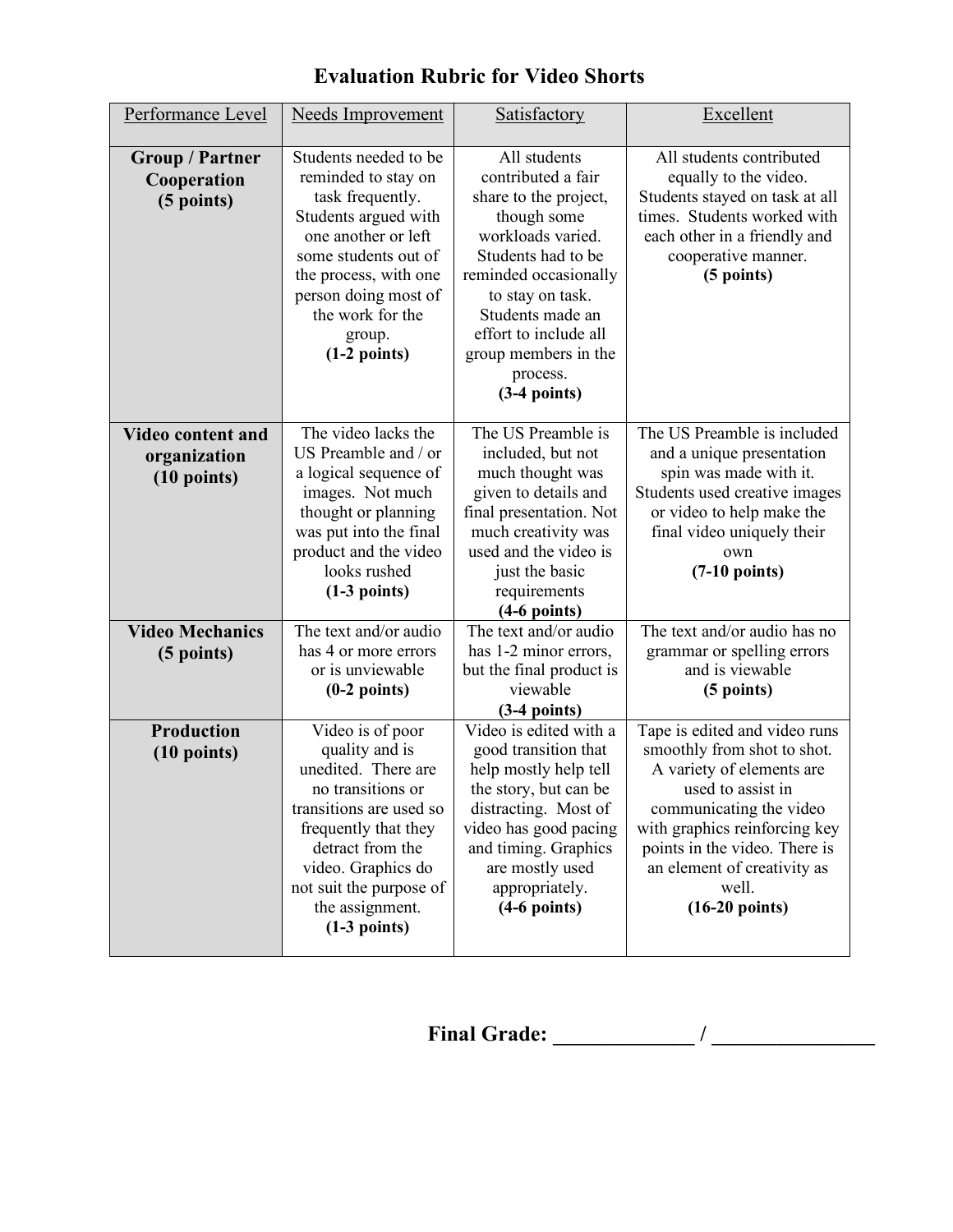# Evaluation Rubric for Video Shorts

| Performance Level | Needs Improvement | Satisfactory | Excellent |
|---|---|---|---|
| **Group / Partner Cooperation (5 points)** | Students needed to be reminded to stay on task frequently. Students argued with one another or left some students out of the process, with one person doing most of the work for the group. **(1-2 points)** | All students contributed a fair share to the project, though some workloads varied. Students had to be reminded occasionally to stay on task. Students made an effort to include all group members in the process. **(3-4 points)** | All students contributed equally to the video. Students stayed on task at all times. Students worked with each other in a friendly and cooperative manner. **(5 points)** |
| **Video content and organization (10 points)** | The video lacks the US Preamble and / or a logical sequence of images. Not much thought or planning was put into the final product and the video looks rushed **(1-3 points)** | The US Preamble is included, but not much thought was given to details and final presentation. Not much creativity was used and the video is just the basic requirements **(4-6 points)** | The US Preamble is included and a unique presentation spin was made with it. Students used creative images or video to help make the final video uniquely their own **(7-10 points)** |
| **Video Mechanics (5 points)** | The text and/or audio has 4 or more errors or is unviewable **(0-2 points)** | The text and/or audio has 1-2 minor errors, but the final product is viewable **(3-4 points)** | The text and/or audio has no grammar or spelling errors and is viewable **(5 points)** |
| **Production (10 points)** | Video is of poor quality and is unedited. There are no transitions or transitions are used so frequently that they detract from the video. Graphics do not suit the purpose of the assignment. **(1-3 points)** | Video is edited with a good transition that help mostly help tell the story, but can be distracting. Most of video has good pacing and timing. Graphics are mostly used appropriately. **(4-6 points)** | Tape is edited and video runs smoothly from shot to shot. A variety of elements are used to assist in communicating the video with graphics reinforcing key points in the video. There is an element of creativity as well. **(16-20 points)** |

**Final Grade: _____________ / _______________**